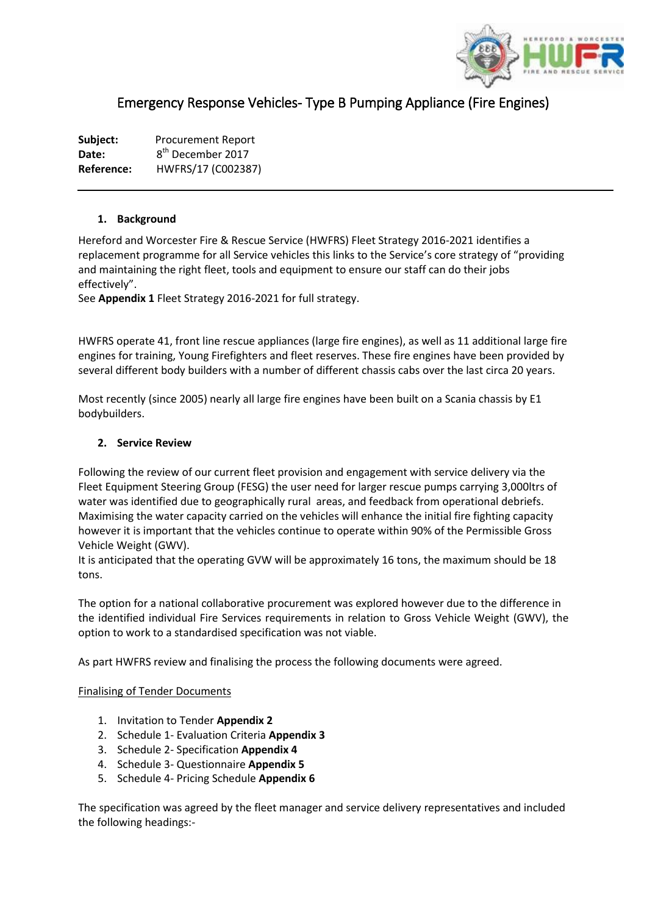# Emergency Response Vehicles- Type B Pumping Appliance (Fire Engines)

**Subject:** Procurement Report
**Date:** 8th December 2017
**Reference:** HWFRS/17 (C002387)

---

## 1. Background

Hereford and Worcester Fire & Rescue Service (HWFRS) Fleet Strategy 2016-2021 identifies a replacement programme for all Service vehicles this links to the Service's core strategy of "providing and maintaining the right fleet, tools and equipment to ensure our staff can do their jobs effectively".
See **Appendix 1** Fleet Strategy 2016-2021 for full strategy.

HWFRS operate 41, front line rescue appliances (large fire engines), as well as 11 additional large fire engines for training, Young Firefighters and fleet reserves. These fire engines have been provided by several different body builders with a number of different chassis cabs over the last circa 20 years.

Most recently (since 2005) nearly all large fire engines have been built on a Scania chassis by E1 bodybuilders.

## 2. Service Review

Following the review of our current fleet provision and engagement with service delivery via the Fleet Equipment Steering Group (FESG) the user need for larger rescue pumps carrying 3,000ltrs of water was identified due to geographically rural areas, and feedback from operational debriefs. Maximising the water capacity carried on the vehicles will enhance the initial fire fighting capacity however it is important that the vehicles continue to operate within 90% of the Permissible Gross Vehicle Weight (GWV).
It is anticipated that the operating GVW will be approximately 16 tons, the maximum should be 18 tons.

The option for a national collaborative procurement was explored however due to the difference in the identified individual Fire Services requirements in relation to Gross Vehicle Weight (GWV), the option to work to a standardised specification was not viable.

As part HWFRS review and finalising the process the following documents were agreed.

<u>Finalising of Tender Documents</u>

1. Invitation to Tender **Appendix 2**
2. Schedule 1- Evaluation Criteria **Appendix 3**
3. Schedule 2- Specification **Appendix 4**
4. Schedule 3- Questionnaire **Appendix 5**
5. Schedule 4- Pricing Schedule **Appendix 6**

The specification was agreed by the fleet manager and service delivery representatives and included the following headings:-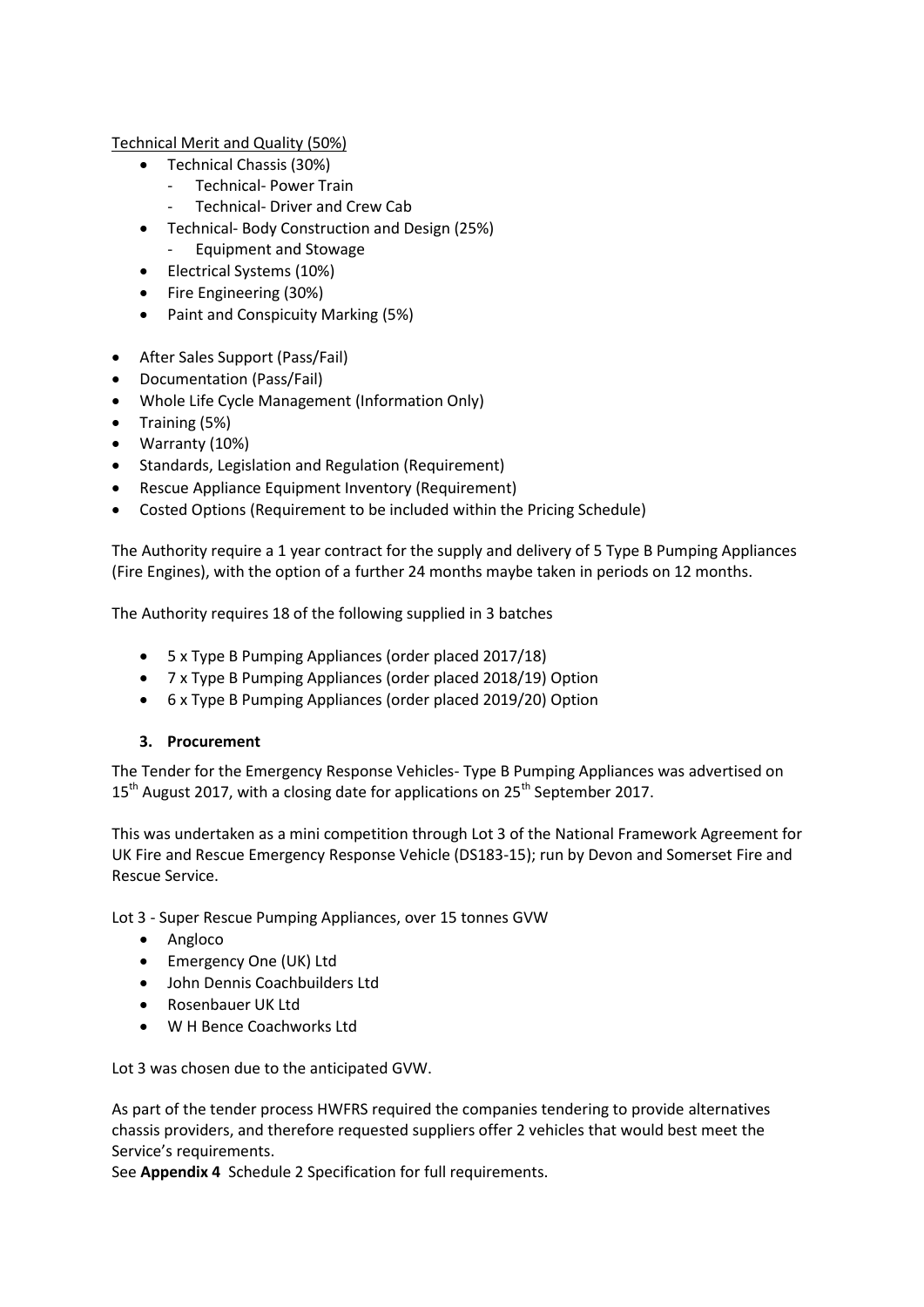Technical Merit and Quality (50%)

- Technical Chassis (30%)
  - Technical- Power Train
  - Technical- Driver and Crew Cab
- Technical- Body Construction and Design (25%)
  - Equipment and Stowage
- Electrical Systems (10%)
- Fire Engineering (30%)
- Paint and Conspicuity Marking (5%)

- After Sales Support (Pass/Fail)
- Documentation (Pass/Fail)
- Whole Life Cycle Management (Information Only)
- Training (5%)
- Warranty (10%)
- Standards, Legislation and Regulation (Requirement)
- Rescue Appliance Equipment Inventory (Requirement)
- Costed Options (Requirement to be included within the Pricing Schedule)

The Authority require a 1 year contract for the supply and delivery of 5 Type B Pumping Appliances (Fire Engines), with the option of a further 24 months maybe taken in periods on 12 months.

The Authority requires 18 of the following supplied in 3 batches

- 5 x Type B Pumping Appliances (order placed 2017/18)
- 7 x Type B Pumping Appliances (order placed 2018/19) Option
- 6 x Type B Pumping Appliances (order placed 2019/20) Option

## 3. Procurement

The Tender for the Emergency Response Vehicles- Type B Pumping Appliances was advertised on 15th August 2017, with a closing date for applications on 25th September 2017.

This was undertaken as a mini competition through Lot 3 of the National Framework Agreement for UK Fire and Rescue Emergency Response Vehicle (DS183-15); run by Devon and Somerset Fire and Rescue Service.

Lot 3 - Super Rescue Pumping Appliances, over 15 tonnes GVW

- Angloco
- Emergency One (UK) Ltd
- John Dennis Coachbuilders Ltd
- Rosenbauer UK Ltd
- W H Bence Coachworks Ltd

Lot 3 was chosen due to the anticipated GVW.

As part of the tender process HWFRS required the companies tendering to provide alternatives chassis providers, and therefore requested suppliers offer 2 vehicles that would best meet the Service's requirements.

See **Appendix 4** Schedule 2 Specification for full requirements.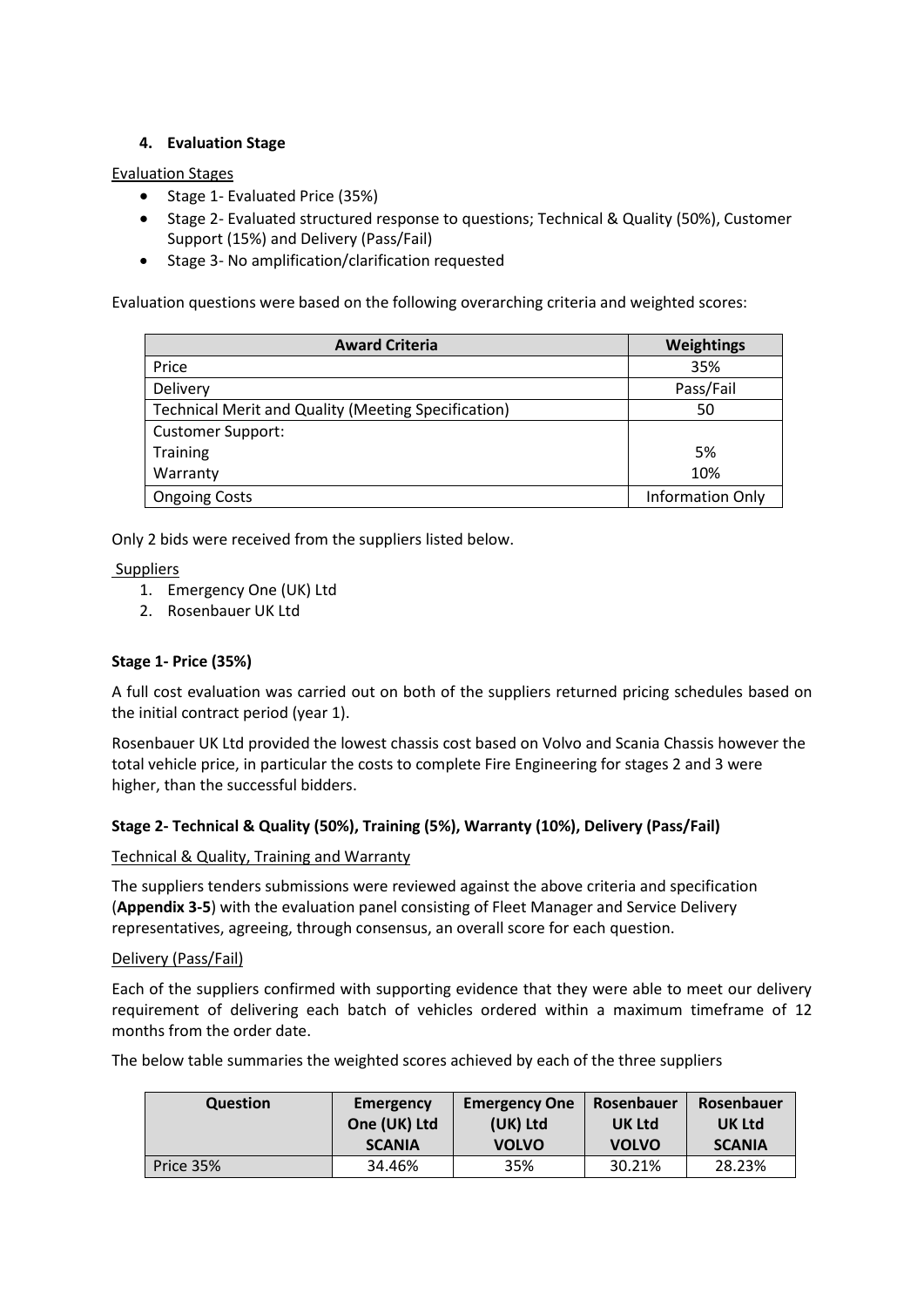### 4. Evaluation Stage

Evaluation Stages

- Stage 1- Evaluated Price (35%)
- Stage 2- Evaluated structured response to questions; Technical & Quality (50%), Customer Support (15%) and Delivery (Pass/Fail)
- Stage 3- No amplification/clarification requested

Evaluation questions were based on the following overarching criteria and weighted scores:

| Award Criteria | Weightings |
|---|---|
| Price | 35% |
| Delivery | Pass/Fail |
| Technical Merit and Quality (Meeting Specification) | 50 |
| Customer Support:<br>Training<br>Warranty | <br>5%<br>10% |
| Ongoing Costs | Information Only |

Only 2 bids were received from the suppliers listed below.

Suppliers

1. Emergency One (UK) Ltd
2. Rosenbauer UK Ltd

**Stage 1- Price (35%)**

A full cost evaluation was carried out on both of the suppliers returned pricing schedules based on the initial contract period (year 1).

Rosenbauer UK Ltd provided the lowest chassis cost based on Volvo and Scania Chassis however the total vehicle price, in particular the costs to complete Fire Engineering for stages 2 and 3 were higher, than the successful bidders.

**Stage 2- Technical & Quality (50%), Training (5%), Warranty (10%), Delivery (Pass/Fail)**

Technical & Quality, Training and Warranty

The suppliers tenders submissions were reviewed against the above criteria and specification (**Appendix 3-5**) with the evaluation panel consisting of Fleet Manager and Service Delivery representatives, agreeing, through consensus, an overall score for each question.

Delivery (Pass/Fail)

Each of the suppliers confirmed with supporting evidence that they were able to meet our delivery requirement of delivering each batch of vehicles ordered within a maximum timeframe of 12 months from the order date.

The below table summaries the weighted scores achieved by each of the three suppliers

| Question | Emergency One (UK) Ltd SCANIA | Emergency One (UK) Ltd VOLVO | Rosenbauer UK Ltd VOLVO | Rosenbauer UK Ltd SCANIA |
|---|---|---|---|---|
| Price 35% | 34.46% | 35% | 30.21% | 28.23% |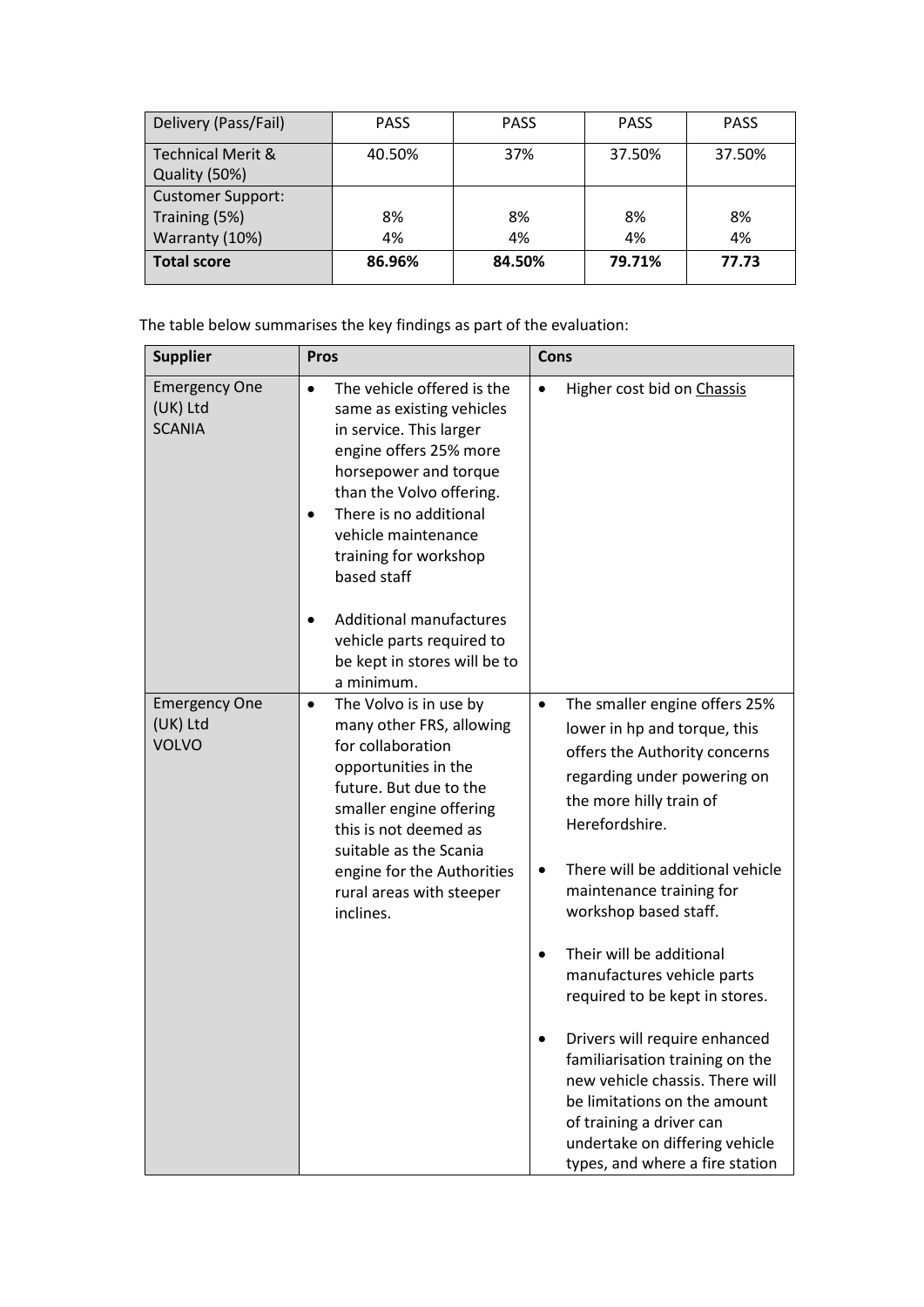| Delivery (Pass/Fail) | PASS | PASS | PASS | PASS |
|---|---|---|---|---|
| Technical Merit & Quality (50%) | 40.50% | 37% | 37.50% | 37.50% |
| Customer Support:<br>Training (5%)<br>Warranty (10%) | <br>8%<br>4% | <br>8%<br>4% | <br>8%<br>4% | <br>8%<br>4% |
| **Total score** | **86.96%** | **84.50%** | **79.71%** | **77.73** |

The table below summarises the key findings as part of the evaluation:

| Supplier | Pros | Cons |
|---|---|---|
| Emergency One (UK) Ltd SCANIA | • The vehicle offered is the same as existing vehicles in service. This larger engine offers 25% more horsepower and torque than the Volvo offering.<br>• There is no additional vehicle maintenance training for workshop based staff<br>• Additional manufactures vehicle parts required to be kept in stores will be to a minimum. | • Higher cost bid on Chassis |
| Emergency One (UK) Ltd VOLVO | • The Volvo is in use by many other FRS, allowing for collaboration opportunities in the future. But due to the smaller engine offering this is not deemed as suitable as the Scania engine for the Authorities rural areas with steeper inclines. | • The smaller engine offers 25% lower in hp and torque, this offers the Authority concerns regarding under powering on the more hilly train of Herefordshire.<br>• There will be additional vehicle maintenance training for workshop based staff.<br>• Their will be additional manufactures vehicle parts required to be kept in stores.<br>• Drivers will require enhanced familiarisation training on the new vehicle chassis. There will be limitations on the amount of training a driver can undertake on differing vehicle types, and where a fire station |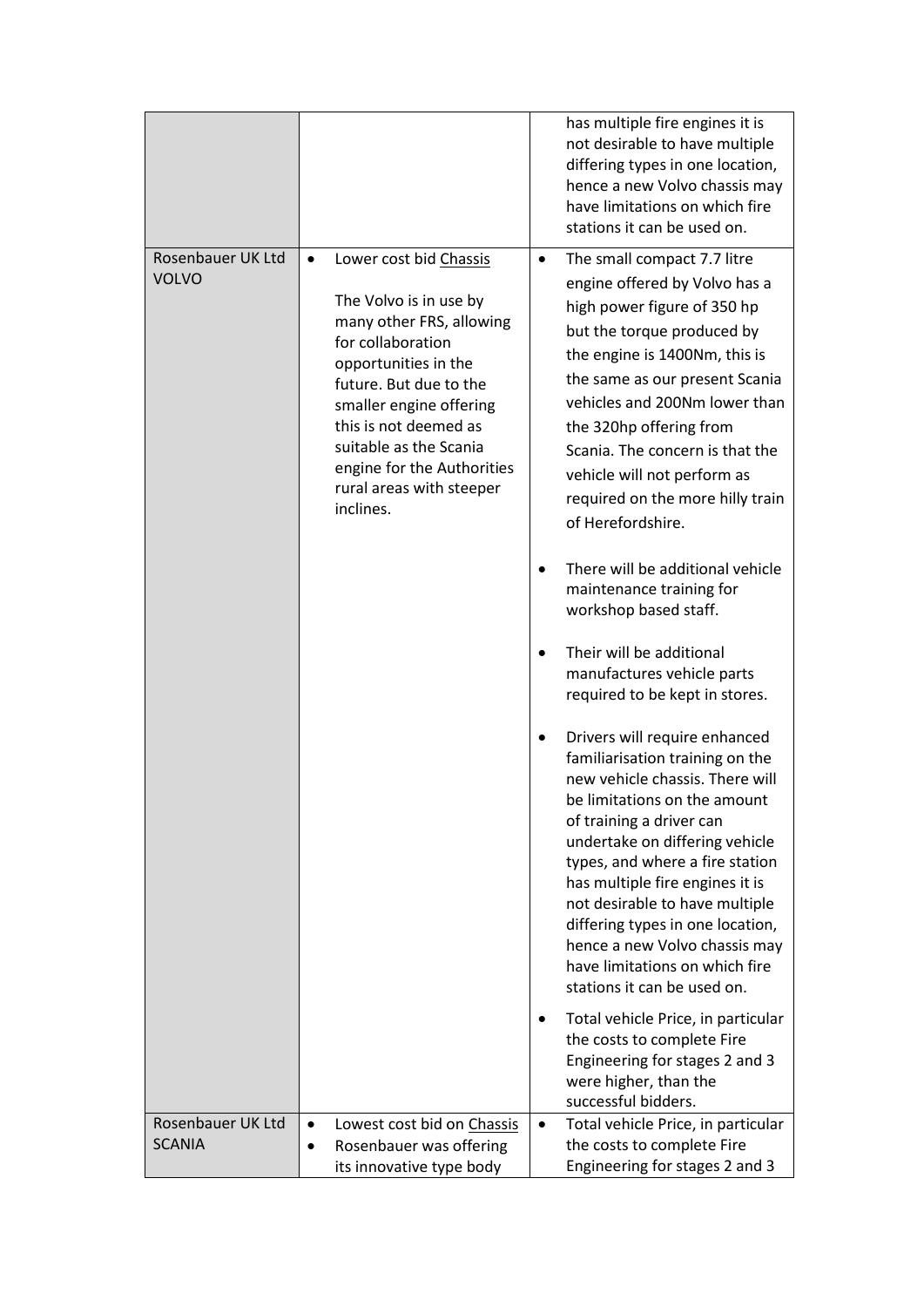| | | |
|---|---|---|
| | | has multiple fire engines it is not desirable to have multiple differing types in one location, hence a new Volvo chassis may have limitations on which fire stations it can be used on. |
| Rosenbauer UK Ltd VOLVO | • Lower cost bid Chassis<br><br>The Volvo is in use by many other FRS, allowing for collaboration opportunities in the future. But due to the smaller engine offering this is not deemed as suitable as the Scania engine for the Authorities rural areas with steeper inclines. | • The small compact 7.7 litre engine offered by Volvo has a high power figure of 350 hp but the torque produced by the engine is 1400Nm, this is the same as our present Scania vehicles and 200Nm lower than the 320hp offering from Scania. The concern is that the vehicle will not perform as required on the more hilly train of Herefordshire.<br><br>• There will be additional vehicle maintenance training for workshop based staff.<br><br>• Their will be additional manufactures vehicle parts required to be kept in stores.<br><br>• Drivers will require enhanced familiarisation training on the new vehicle chassis. There will be limitations on the amount of training a driver can undertake on differing vehicle types, and where a fire station has multiple fire engines it is not desirable to have multiple differing types in one location, hence a new Volvo chassis may have limitations on which fire stations it can be used on.<br><br>• Total vehicle Price, in particular the costs to complete Fire Engineering for stages 2 and 3 were higher, than the successful bidders. |
| Rosenbauer UK Ltd SCANIA | • Lowest cost bid on Chassis<br>• Rosenbauer was offering its innovative type body | • Total vehicle Price, in particular the costs to complete Fire Engineering for stages 2 and 3 |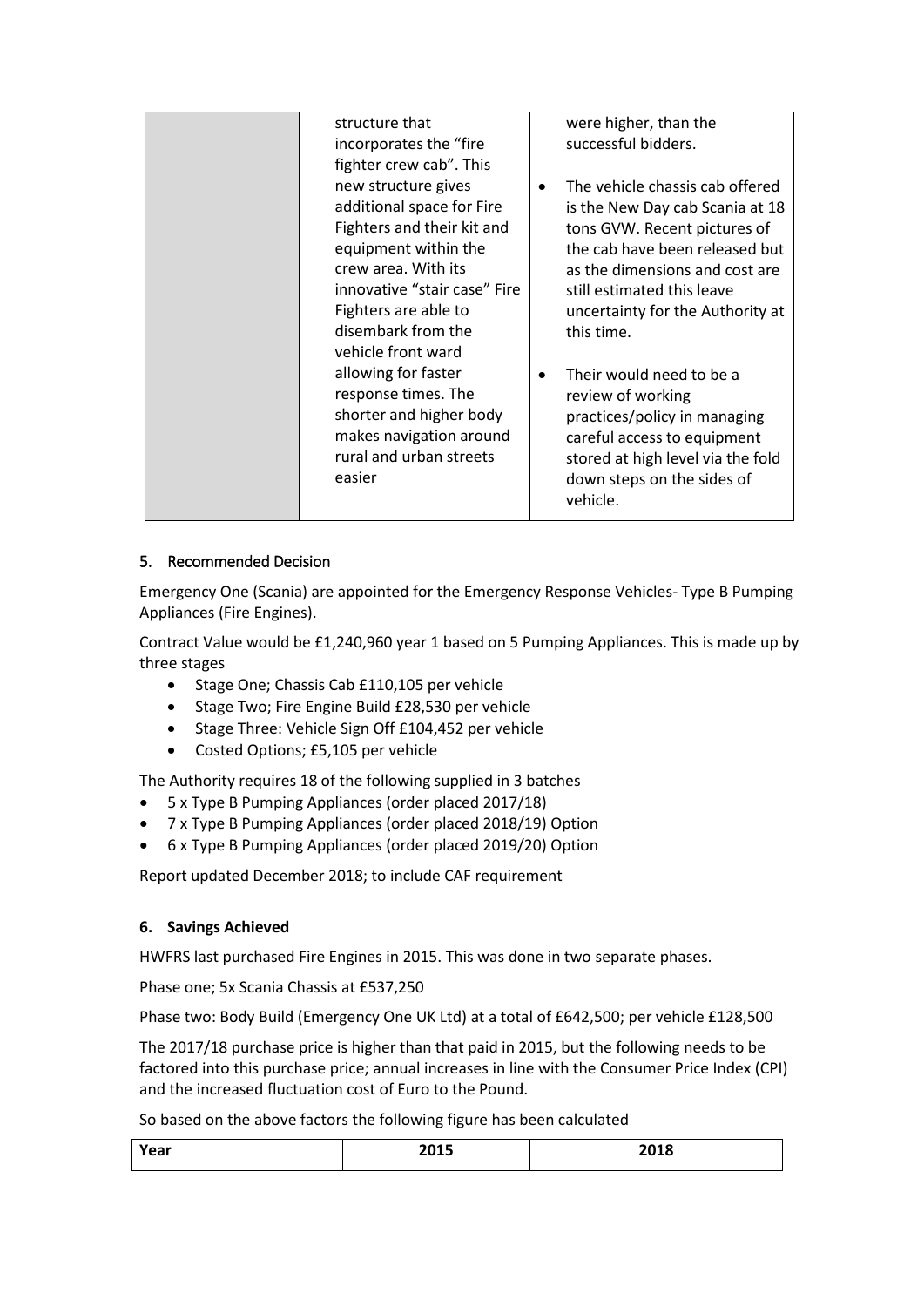| | structure that incorporates the "fire fighter crew cab". This new structure gives additional space for Fire Fighters and their kit and equipment within the crew area. With its innovative "stair case" Fire Fighters are able to disembark from the vehicle front ward allowing for faster response times. The shorter and higher body makes navigation around rural and urban streets easier | were higher, than the successful bidders.<br><br>• The vehicle chassis cab offered is the New Day cab Scania at 18 tons GVW. Recent pictures of the cab have been released but as the dimensions and cost are still estimated this leave uncertainty for the Authority at this time.<br><br>• Their would need to be a review of working practices/policy in managing careful access to equipment stored at high level via the fold down steps on the sides of vehicle. |
|---|---|---|

## 5. Recommended Decision

Emergency One (Scania) are appointed for the Emergency Response Vehicles- Type B Pumping Appliances (Fire Engines).

Contract Value would be £1,240,960 year 1 based on 5 Pumping Appliances. This is made up by three stages

- Stage One; Chassis Cab £110,105 per vehicle
- Stage Two; Fire Engine Build £28,530 per vehicle
- Stage Three: Vehicle Sign Off £104,452 per vehicle
- Costed Options; £5,105 per vehicle

The Authority requires 18 of the following supplied in 3 batches

- 5 x Type B Pumping Appliances (order placed 2017/18)
- 7 x Type B Pumping Appliances (order placed 2018/19) Option
- 6 x Type B Pumping Appliances (order placed 2019/20) Option

Report updated December 2018; to include CAF requirement

## 6. Savings Achieved

HWFRS last purchased Fire Engines in 2015. This was done in two separate phases.

Phase one; 5x Scania Chassis at £537,250

Phase two: Body Build (Emergency One UK Ltd) at a total of £642,500; per vehicle £128,500

The 2017/18 purchase price is higher than that paid in 2015, but the following needs to be factored into this purchase price; annual increases in line with the Consumer Price Index (CPI) and the increased fluctuation cost of Euro to the Pound.

So based on the above factors the following figure has been calculated

| Year | 2015 | 2018 |
|---|---|---|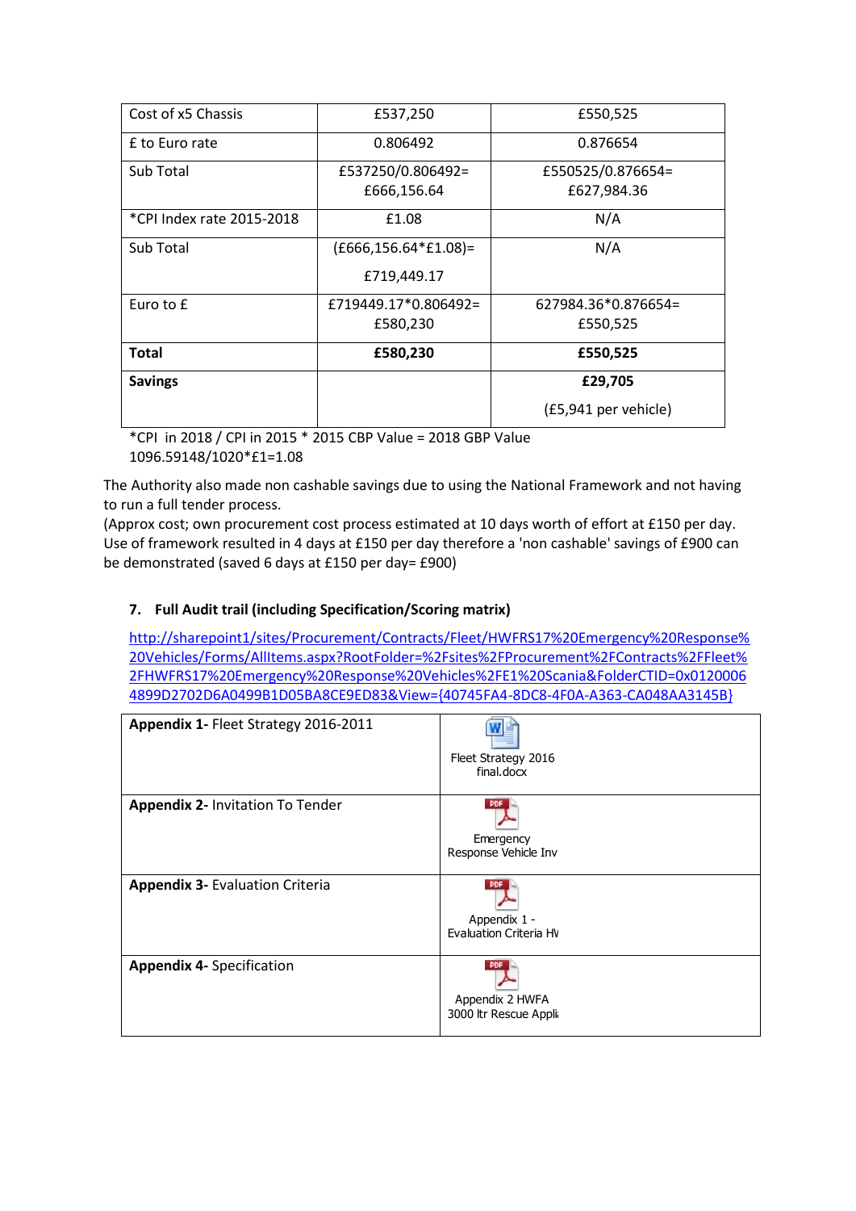| Cost of x5 Chassis | £537,250 | £550,525 |
|---|---|---|
| £ to Euro rate | 0.806492 | 0.876654 |
| Sub Total | £537250/0.806492= £666,156.64 | £550525/0.876654= £627,984.36 |
| *CPI Index rate 2015-2018 | £1.08 | N/A |
| Sub Total | (£666,156.64*£1.08)= £719,449.17 | N/A |
| Euro to £ | £719449.17*0.806492= £580,230 | 627984.36*0.876654= £550,525 |
| **Total** | **£580,230** | **£550,525** |
| **Savings** | | **£29,705** (£5,941 per vehicle) |

*CPI in 2018 / CPI in 2015 * 2015 CBP Value = 2018 GBP Value
1096.59148/1020*£1=1.08

The Authority also made non cashable savings due to using the National Framework and not having to run a full tender process.
(Approx cost; own procurement cost process estimated at 10 days worth of effort at £150 per day. Use of framework resulted in 4 days at £150 per day therefore a 'non cashable' savings of £900 can be demonstrated (saved 6 days at £150 per day= £900)

## 7. Full Audit trail (including Specification/Scoring matrix)

http://sharepoint1/sites/Procurement/Contracts/Fleet/HWFRS17%20Emergency%20Response%20Vehicles/Forms/AllItems.aspx?RootFolder=%2Fsites%2FProcurement%2FContracts%2FFleet%2FHWFRS17%20Emergency%20Response%20Vehicles%2FE1%20Scania&FolderCTID=0x01200064899D2702D6A0499B1D05BA8CE9ED83&View={40745FA4-8DC8-4F0A-A363-CA048AA3145B}

| | |
|---|---|
| **Appendix 1-** Fleet Strategy 2016-2011 | Fleet Strategy 2016 final.docx |
| **Appendix 2-** Invitation To Tender | Emergency Response Vehicle Inv |
| **Appendix 3-** Evaluation Criteria | Appendix 1 - Evaluation Criteria HV |
| **Appendix 4-** Specification | Appendix 2 HWFA 3000 ltr Rescue Appli |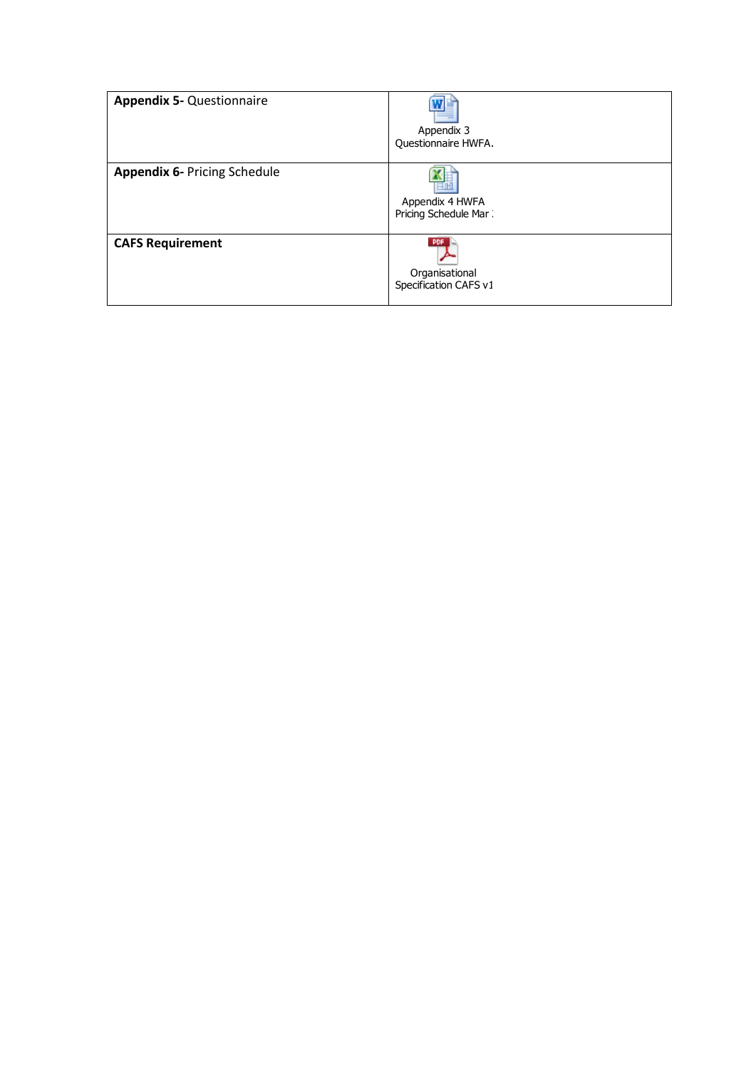| | |
|---|---|
| **Appendix 5-** Questionnaire | Appendix 3 Questionnaire HWFA. |
| **Appendix 6-** Pricing Schedule | Appendix 4 HWFA Pricing Schedule Mar : |
| **CAFS Requirement** | Organisational Specification CAFS v1 |